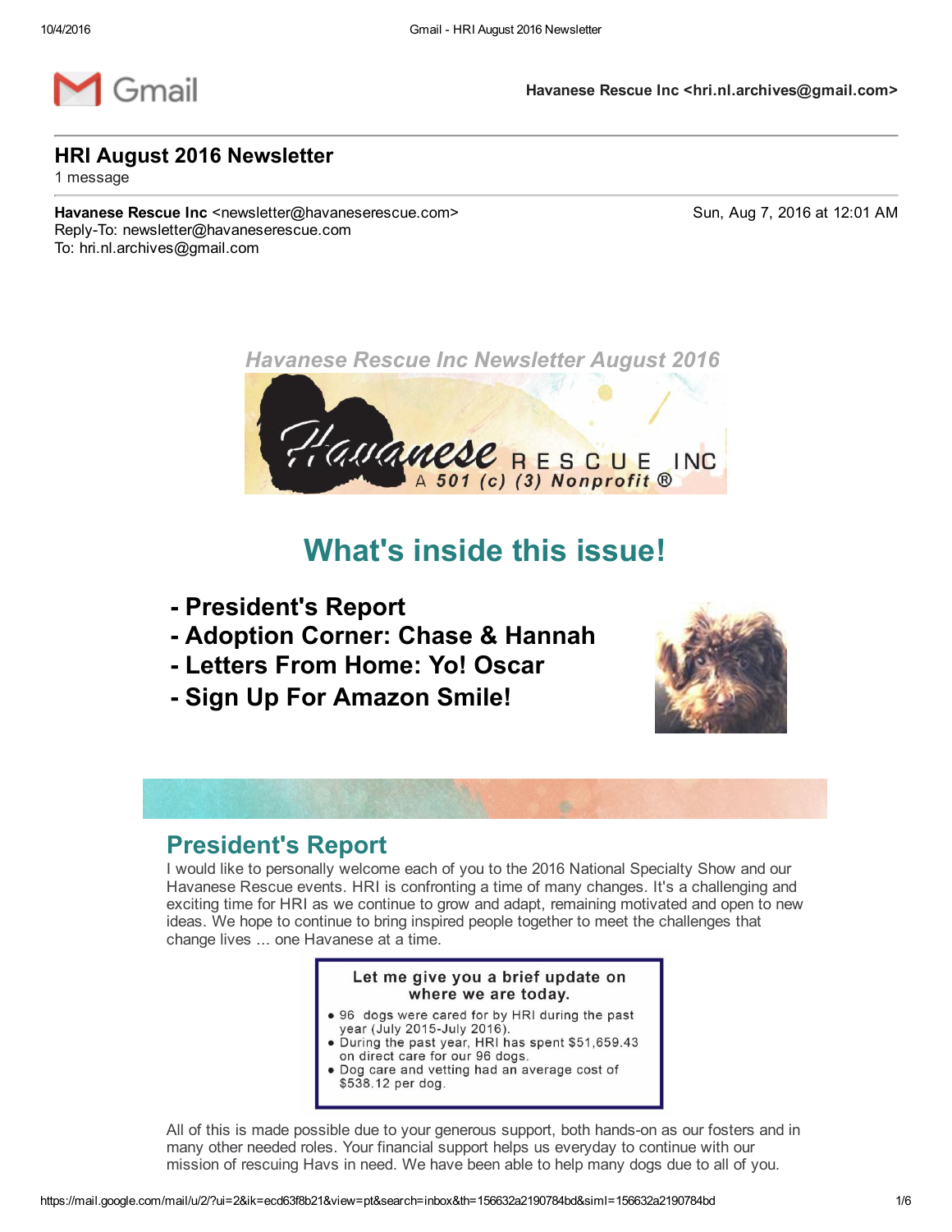Gmail

**Havanese Rescue Inc <hri.nl.archives@gmail.com>**

# HRI August 2016 Newsletter

1 message

**Havanese Rescue Inc** <newsletter@havaneserescue.com>
Reply-To: newsletter@havaneserescue.com
To: hri.nl.archives@gmail.com

Sun, Aug 7, 2016 at 12:01 AM

*Havanese Rescue Inc Newsletter August 2016*

Havanese RESCUE INC
A 501 (c) (3) Nonprofit ®

## What's inside this issue!

- **President's Report**
- **Adoption Corner: Chase & Hannah**
- **Letters From Home: Yo! Oscar**
- **Sign Up For Amazon Smile!**

## President's Report

I would like to personally welcome each of you to the 2016 National Specialty Show and our Havanese Rescue events. HRI is confronting a time of many changes. It's a challenging and exciting time for HRI as we continue to grow and adapt, remaining motivated and open to new ideas. We hope to continue to bring inspired people together to meet the challenges that change lives ... one Havanese at a time.

**Let me give you a brief update on where we are today.**

- 96 dogs were cared for by HRI during the past year (July 2015-July 2016).
- During the past year, HRI has spent $51,659.43 on direct care for our 96 dogs.
- Dog care and vetting had an average cost of $538.12 per dog.

All of this is made possible due to your generous support, both hands-on as our fosters and in many other needed roles. Your financial support helps us everyday to continue with our mission of rescuing Havs in need. We have been able to help many dogs due to all of you.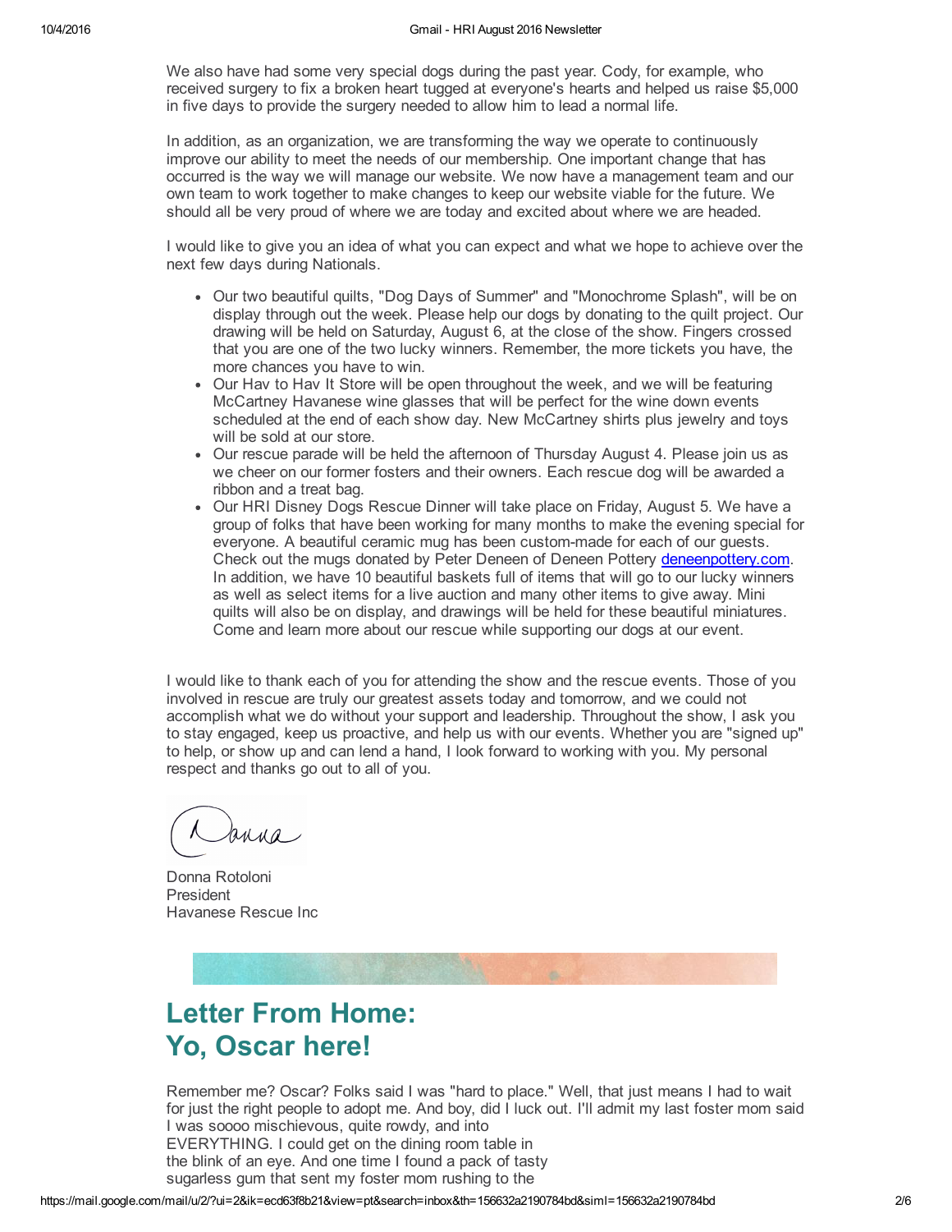We also have had some very special dogs during the past year. Cody, for example, who received surgery to fix a broken heart tugged at everyone's hearts and helped us raise $5,000 in five days to provide the surgery needed to allow him to lead a normal life.

In addition, as an organization, we are transforming the way we operate to continuously improve our ability to meet the needs of our membership. One important change that has occurred is the way we will manage our website. We now have a management team and our own team to work together to make changes to keep our website viable for the future. We should all be very proud of where we are today and excited about where we are headed.

I would like to give you an idea of what you can expect and what we hope to achieve over the next few days during Nationals.

- Our two beautiful quilts, "Dog Days of Summer" and "Monochrome Splash", will be on display through out the week. Please help our dogs by donating to the quilt project. Our drawing will be held on Saturday, August 6, at the close of the show. Fingers crossed that you are one of the two lucky winners. Remember, the more tickets you have, the more chances you have to win.
- Our Hav to Hav It Store will be open throughout the week, and we will be featuring McCartney Havanese wine glasses that will be perfect for the wine down events scheduled at the end of each show day. New McCartney shirts plus jewelry and toys will be sold at our store.
- Our rescue parade will be held the afternoon of Thursday August 4. Please join us as we cheer on our former fosters and their owners. Each rescue dog will be awarded a ribbon and a treat bag.
- Our HRI Disney Dogs Rescue Dinner will take place on Friday, August 5. We have a group of folks that have been working for many months to make the evening special for everyone. A beautiful ceramic mug has been custom-made for each of our guests. Check out the mugs donated by Peter Deneen of Deneen Pottery deneenpottery.com. In addition, we have 10 beautiful baskets full of items that will go to our lucky winners as well as select items for a live auction and many other items to give away. Mini quilts will also be on display, and drawings will be held for these beautiful miniatures. Come and learn more about our rescue while supporting our dogs at our event.

I would like to thank each of you for attending the show and the rescue events. Those of you involved in rescue are truly our greatest assets today and tomorrow, and we could not accomplish what we do without your support and leadership. Throughout the show, I ask you to stay engaged, keep us proactive, and help us with our events. Whether you are "signed up" to help, or show up and can lend a hand, I look forward to working with you. My personal respect and thanks go out to all of you.

Donna

Donna Rotoloni
President
Havanese Rescue Inc

## Letter From Home: Yo, Oscar here!

Remember me? Oscar? Folks said I was "hard to place." Well, that just means I had to wait for just the right people to adopt me. And boy, did I luck out. I'll admit my last foster mom said I was soooo mischievous, quite rowdy, and into EVERYTHING. I could get on the dining room table in the blink of an eye. And one time I found a pack of tasty sugarless gum that sent my foster mom rushing to the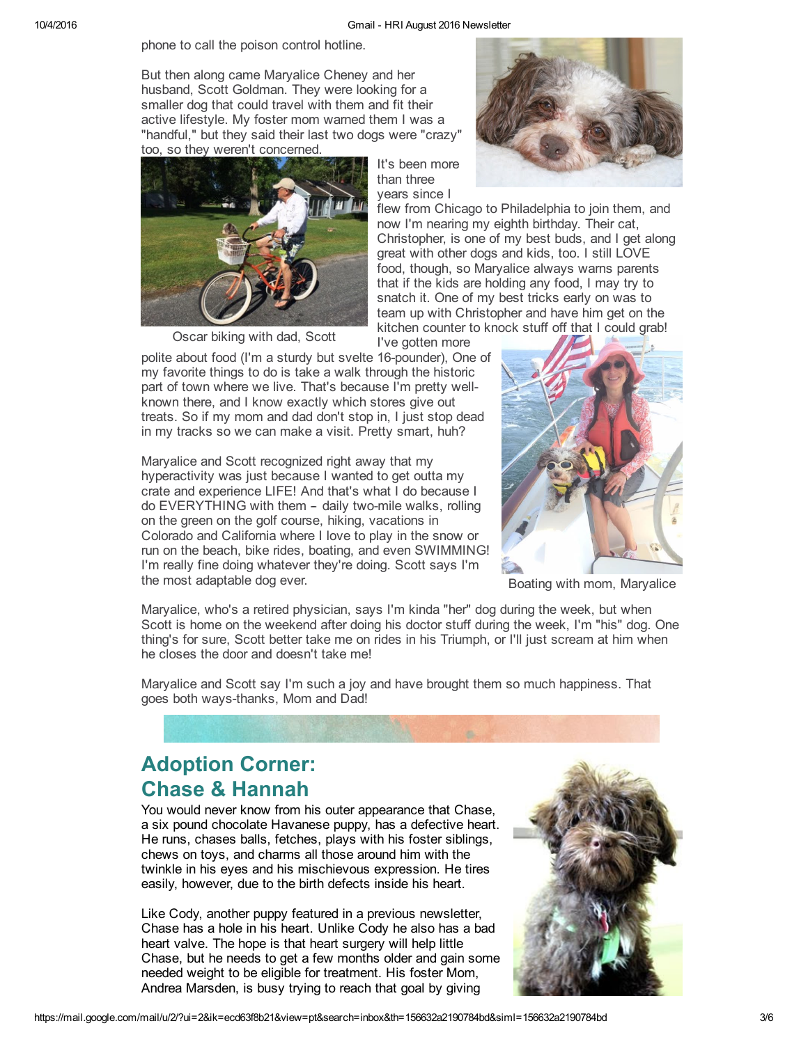phone to call the poison control hotline.

But then along came Maryalice Cheney and her husband, Scott Goldman. They were looking for a smaller dog that could travel with them and fit their active lifestyle. My foster mom warned them I was a "handful," but they said their last two dogs were "crazy" too, so they weren't concerned.

Oscar biking with dad, Scott

It's been more than three years since I flew from Chicago to Philadelphia to join them, and now I'm nearing my eighth birthday. Their cat, Christopher, is one of my best buds, and I get along great with other dogs and kids, too. I still LOVE food, though, so Maryalice always warns parents that if the kids are holding any food, I may try to snatch it. One of my best tricks early on was to team up with Christopher and have him get on the kitchen counter to knock stuff off that I could grab! I've gotten more polite about food (I'm a sturdy but svelte 16-pounder), One of my favorite things to do is take a walk through the historic part of town where we live. That's because I'm pretty well-known there, and I know exactly which stores give out treats. So if my mom and dad don't stop in, I just stop dead in my tracks so we can make a visit. Pretty smart, huh?

Maryalice and Scott recognized right away that my hyperactivity was just because I wanted to get outta my crate and experience LIFE! And that's what I do because I do EVERYTHING with them – daily two-mile walks, rolling on the green on the golf course, hiking, vacations in Colorado and California where I love to play in the snow or run on the beach, bike rides, boating, and even SWIMMING! I'm really fine doing whatever they're doing. Scott says I'm the most adaptable dog ever.

Boating with mom, Maryalice

Maryalice, who's a retired physician, says I'm kinda "her" dog during the week, but when Scott is home on the weekend after doing his doctor stuff during the week, I'm "his" dog. One thing's for sure, Scott better take me on rides in his Triumph, or I'll just scream at him when he closes the door and doesn't take me!

Maryalice and Scott say I'm such a joy and have brought them so much happiness. That goes both ways-thanks, Mom and Dad!

## Adoption Corner: Chase & Hannah

You would never know from his outer appearance that Chase, a six pound chocolate Havanese puppy, has a defective heart. He runs, chases balls, fetches, plays with his foster siblings, chews on toys, and charms all those around him with the twinkle in his eyes and his mischievous expression. He tires easily, however, due to the birth defects inside his heart.

Like Cody, another puppy featured in a previous newsletter, Chase has a hole in his heart. Unlike Cody he also has a bad heart valve. The hope is that heart surgery will help little Chase, but he needs to get a few months older and gain some needed weight to be eligible for treatment. His foster Mom, Andrea Marsden, is busy trying to reach that goal by giving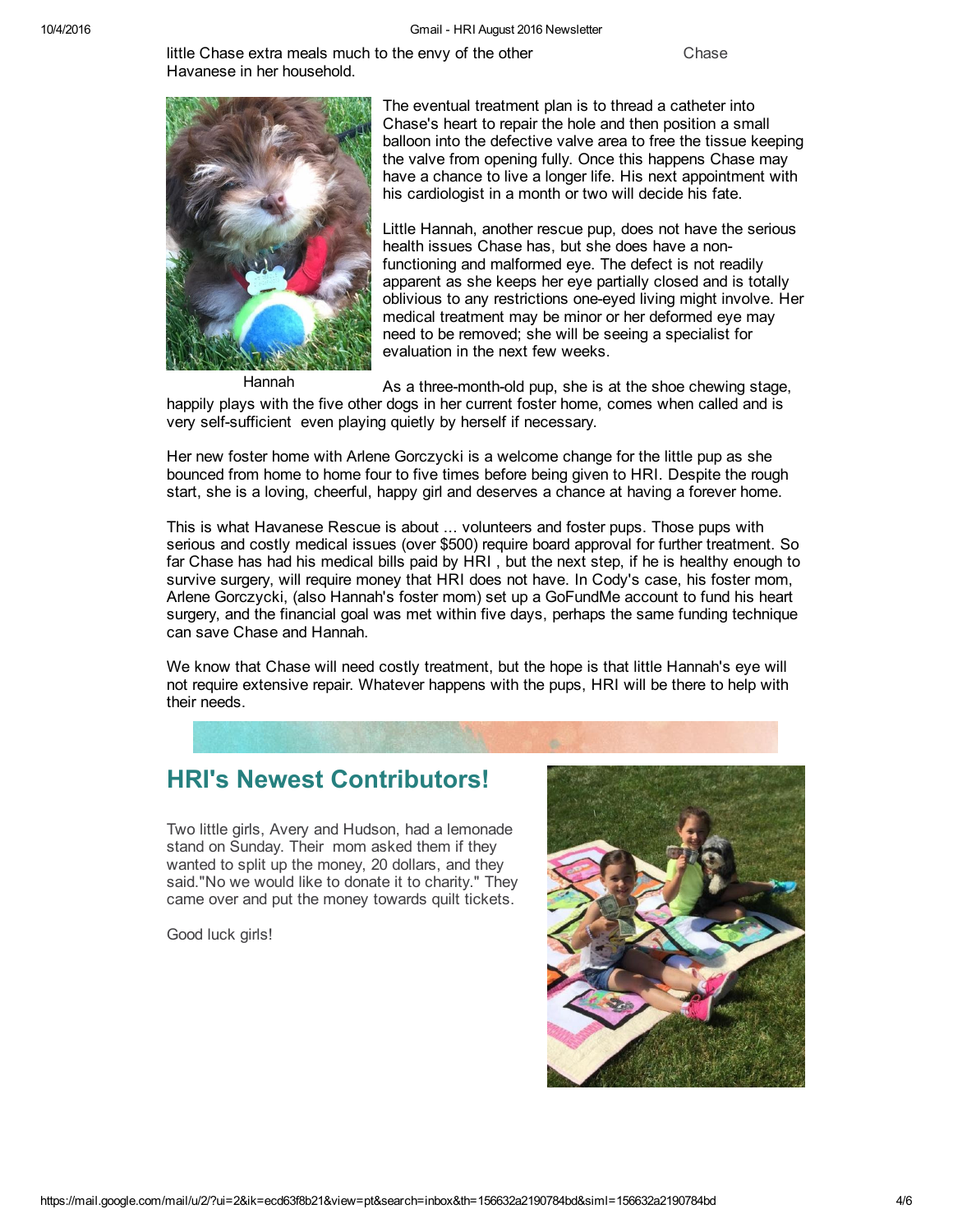little Chase extra meals much to the envy of the other Havanese in her household.

Chase

The eventual treatment plan is to thread a catheter into Chase's heart to repair the hole and then position a small balloon into the defective valve area to free the tissue keeping the valve from opening fully. Once this happens Chase may have a chance to live a longer life. His next appointment with his cardiologist in a month or two will decide his fate.

Little Hannah, another rescue pup, does not have the serious health issues Chase has, but she does have a non-functioning and malformed eye. The defect is not readily apparent as she keeps her eye partially closed and is totally oblivious to any restrictions one-eyed living might involve. Her medical treatment may be minor or her deformed eye may need to be removed; she will be seeing a specialist for evaluation in the next few weeks.

Hannah

As a three-month-old pup, she is at the shoe chewing stage, happily plays with the five other dogs in her current foster home, comes when called and is very self-sufficient even playing quietly by herself if necessary.

Her new foster home with Arlene Gorczycki is a welcome change for the little pup as she bounced from home to home four to five times before being given to HRI. Despite the rough start, she is a loving, cheerful, happy girl and deserves a chance at having a forever home.

This is what Havanese Rescue is about ... volunteers and foster pups. Those pups with serious and costly medical issues (over $500) require board approval for further treatment. So far Chase has had his medical bills paid by HRI , but the next step, if he is healthy enough to survive surgery, will require money that HRI does not have. In Cody's case, his foster mom, Arlene Gorczycki, (also Hannah's foster mom) set up a GoFundMe account to fund his heart surgery, and the financial goal was met within five days, perhaps the same funding technique can save Chase and Hannah.

We know that Chase will need costly treatment, but the hope is that little Hannah's eye will not require extensive repair. Whatever happens with the pups, HRI will be there to help with their needs.

## HRI's Newest Contributors!

Two little girls, Avery and Hudson, had a lemonade stand on Sunday. Their mom asked them if they wanted to split up the money, 20 dollars, and they said."No we would like to donate it to charity." They came over and put the money towards quilt tickets.

Good luck girls!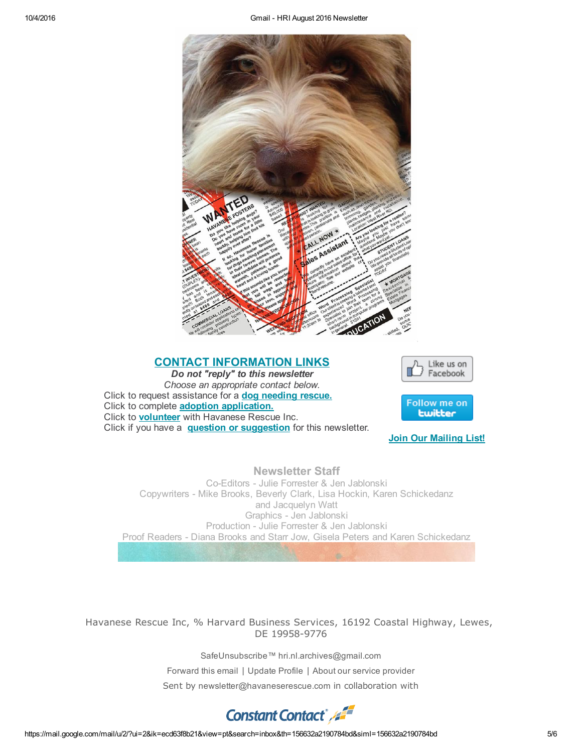## CONTACT INFORMATION LINKS

***Do not "reply" to this newsletter***

*Choose an appropriate contact below.*

Click to request assistance for a **dog needing rescue.**
Click to complete **adoption application.**
Click to **volunteer** with Havanese Rescue Inc.
Click if you have a **question or suggestion** for this newsletter.

Like us on Facebook

Follow me on twitter

**Join Our Mailing List!**

### Newsletter Staff

Co-Editors - Julie Forrester & Jen Jablonski
Copywriters - Mike Brooks, Beverly Clark, Lisa Hockin, Karen Schickedanz and Jacquelyn Watt
Graphics - Jen Jablonski
Production - Julie Forrester & Jen Jablonski
Proof Readers - Diana Brooks and Starr Jow, Gisela Peters and Karen Schickedanz

Havanese Rescue Inc, % Harvard Business Services, 16192 Coastal Highway, Lewes, DE 19958-9776

SafeUnsubscribe™ hri.nl.archives@gmail.com

Forward this email | Update Profile | About our service provider

Sent by newsletter@havaneserescue.com in collaboration with

Constant Contact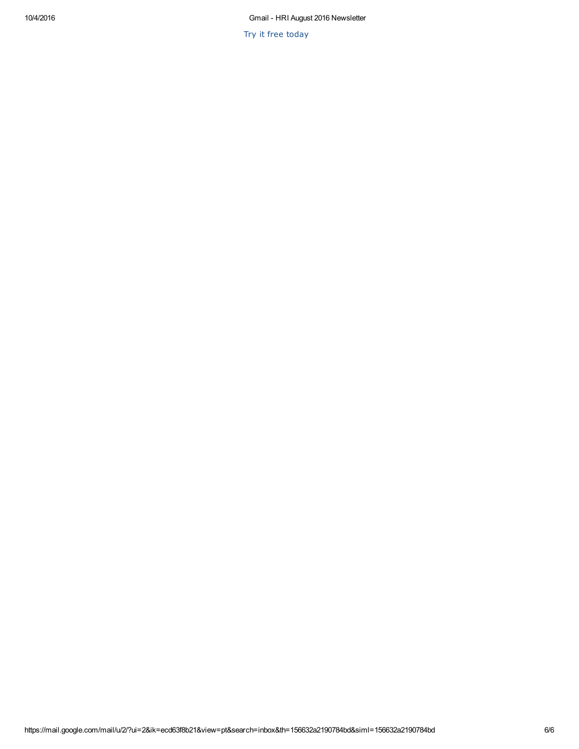Try it free today